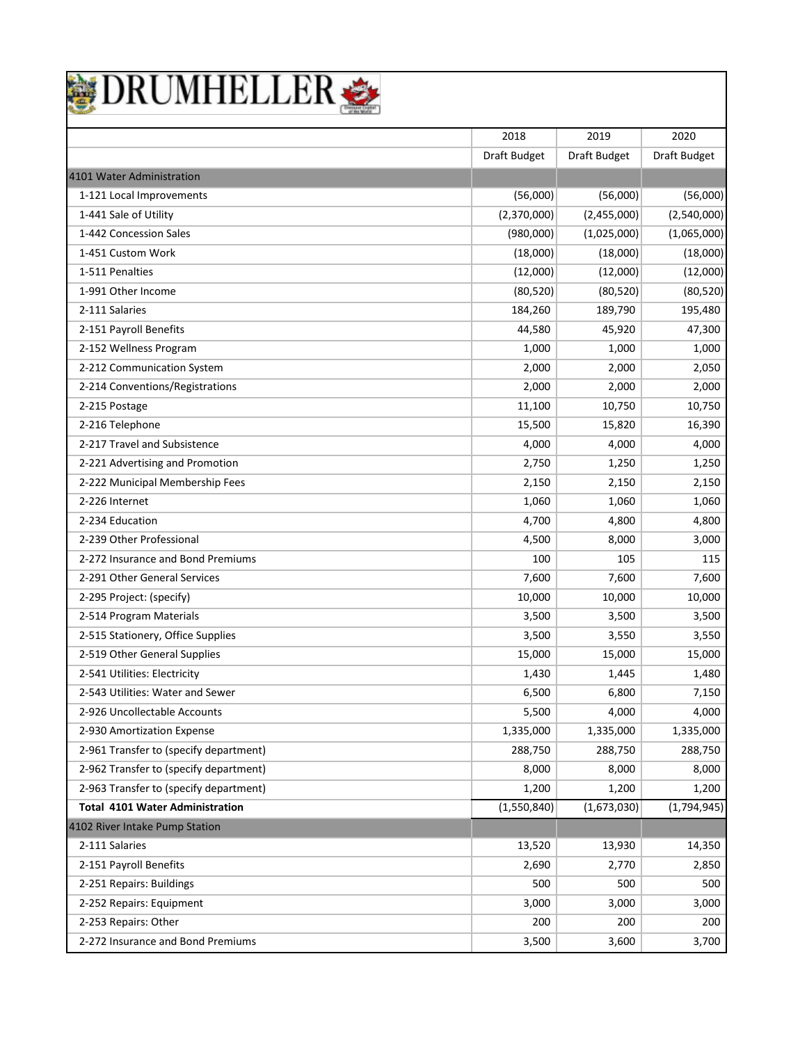# DRUMHELLER

| | 2018 | 2019 | 2020 |
|---|---|---|---|
| | Draft Budget | Draft Budget | Draft Budget |
| 4101 Water Administration | | | |
| 1-121 Local Improvements | (56,000) | (56,000) | (56,000) |
| 1-441 Sale of Utility | (2,370,000) | (2,455,000) | (2,540,000) |
| 1-442 Concession Sales | (980,000) | (1,025,000) | (1,065,000) |
| 1-451 Custom Work | (18,000) | (18,000) | (18,000) |
| 1-511 Penalties | (12,000) | (12,000) | (12,000) |
| 1-991 Other Income | (80,520) | (80,520) | (80,520) |
| 2-111 Salaries | 184,260 | 189,790 | 195,480 |
| 2-151 Payroll Benefits | 44,580 | 45,920 | 47,300 |
| 2-152 Wellness Program | 1,000 | 1,000 | 1,000 |
| 2-212 Communication System | 2,000 | 2,000 | 2,050 |
| 2-214 Conventions/Registrations | 2,000 | 2,000 | 2,000 |
| 2-215 Postage | 11,100 | 10,750 | 10,750 |
| 2-216 Telephone | 15,500 | 15,820 | 16,390 |
| 2-217 Travel and Subsistence | 4,000 | 4,000 | 4,000 |
| 2-221 Advertising and Promotion | 2,750 | 1,250 | 1,250 |
| 2-222 Municipal Membership Fees | 2,150 | 2,150 | 2,150 |
| 2-226 Internet | 1,060 | 1,060 | 1,060 |
| 2-234 Education | 4,700 | 4,800 | 4,800 |
| 2-239 Other Professional | 4,500 | 8,000 | 3,000 |
| 2-272 Insurance and Bond Premiums | 100 | 105 | 115 |
| 2-291 Other General Services | 7,600 | 7,600 | 7,600 |
| 2-295 Project: (specify) | 10,000 | 10,000 | 10,000 |
| 2-514 Program Materials | 3,500 | 3,500 | 3,500 |
| 2-515 Stationery, Office Supplies | 3,500 | 3,550 | 3,550 |
| 2-519 Other General Supplies | 15,000 | 15,000 | 15,000 |
| 2-541 Utilities: Electricity | 1,430 | 1,445 | 1,480 |
| 2-543 Utilities: Water and Sewer | 6,500 | 6,800 | 7,150 |
| 2-926 Uncollectable Accounts | 5,500 | 4,000 | 4,000 |
| 2-930 Amortization Expense | 1,335,000 | 1,335,000 | 1,335,000 |
| 2-961 Transfer to (specify department) | 288,750 | 288,750 | 288,750 |
| 2-962 Transfer to (specify department) | 8,000 | 8,000 | 8,000 |
| 2-963 Transfer to (specify department) | 1,200 | 1,200 | 1,200 |
| **Total 4101 Water Administration** | (1,550,840) | (1,673,030) | (1,794,945) |
| 4102 River Intake Pump Station | | | |
| 2-111 Salaries | 13,520 | 13,930 | 14,350 |
| 2-151 Payroll Benefits | 2,690 | 2,770 | 2,850 |
| 2-251 Repairs: Buildings | 500 | 500 | 500 |
| 2-252 Repairs: Equipment | 3,000 | 3,000 | 3,000 |
| 2-253 Repairs: Other | 200 | 200 | 200 |
| 2-272 Insurance and Bond Premiums | 3,500 | 3,600 | 3,700 |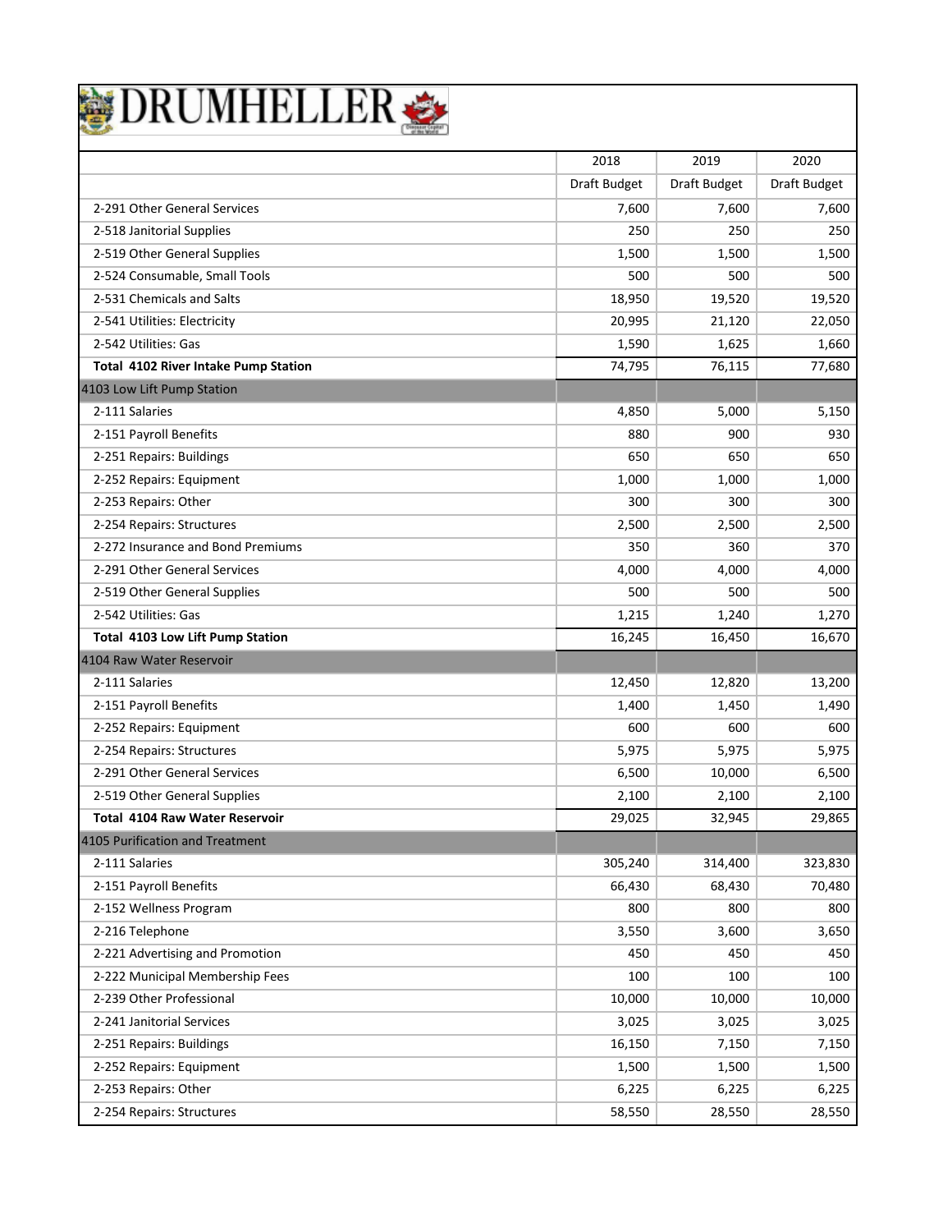# DRUMHELLER

| | 2018 | 2019 | 2020 |
|---|---|---|---|
| | Draft Budget | Draft Budget | Draft Budget |
| 2-291 Other General Services | 7,600 | 7,600 | 7,600 |
| 2-518 Janitorial Supplies | 250 | 250 | 250 |
| 2-519 Other General Supplies | 1,500 | 1,500 | 1,500 |
| 2-524 Consumable, Small Tools | 500 | 500 | 500 |
| 2-531 Chemicals and Salts | 18,950 | 19,520 | 19,520 |
| 2-541 Utilities: Electricity | 20,995 | 21,120 | 22,050 |
| 2-542 Utilities: Gas | 1,590 | 1,625 | 1,660 |
| **Total 4102 River Intake Pump Station** | 74,795 | 76,115 | 77,680 |
| 4103 Low Lift Pump Station | | | |
| 2-111 Salaries | 4,850 | 5,000 | 5,150 |
| 2-151 Payroll Benefits | 880 | 900 | 930 |
| 2-251 Repairs: Buildings | 650 | 650 | 650 |
| 2-252 Repairs: Equipment | 1,000 | 1,000 | 1,000 |
| 2-253 Repairs: Other | 300 | 300 | 300 |
| 2-254 Repairs: Structures | 2,500 | 2,500 | 2,500 |
| 2-272 Insurance and Bond Premiums | 350 | 360 | 370 |
| 2-291 Other General Services | 4,000 | 4,000 | 4,000 |
| 2-519 Other General Supplies | 500 | 500 | 500 |
| 2-542 Utilities: Gas | 1,215 | 1,240 | 1,270 |
| **Total 4103 Low Lift Pump Station** | 16,245 | 16,450 | 16,670 |
| 4104 Raw Water Reservoir | | | |
| 2-111 Salaries | 12,450 | 12,820 | 13,200 |
| 2-151 Payroll Benefits | 1,400 | 1,450 | 1,490 |
| 2-252 Repairs: Equipment | 600 | 600 | 600 |
| 2-254 Repairs: Structures | 5,975 | 5,975 | 5,975 |
| 2-291 Other General Services | 6,500 | 10,000 | 6,500 |
| 2-519 Other General Supplies | 2,100 | 2,100 | 2,100 |
| **Total 4104 Raw Water Reservoir** | 29,025 | 32,945 | 29,865 |
| 4105 Purification and Treatment | | | |
| 2-111 Salaries | 305,240 | 314,400 | 323,830 |
| 2-151 Payroll Benefits | 66,430 | 68,430 | 70,480 |
| 2-152 Wellness Program | 800 | 800 | 800 |
| 2-216 Telephone | 3,550 | 3,600 | 3,650 |
| 2-221 Advertising and Promotion | 450 | 450 | 450 |
| 2-222 Municipal Membership Fees | 100 | 100 | 100 |
| 2-239 Other Professional | 10,000 | 10,000 | 10,000 |
| 2-241 Janitorial Services | 3,025 | 3,025 | 3,025 |
| 2-251 Repairs: Buildings | 16,150 | 7,150 | 7,150 |
| 2-252 Repairs: Equipment | 1,500 | 1,500 | 1,500 |
| 2-253 Repairs: Other | 6,225 | 6,225 | 6,225 |
| 2-254 Repairs: Structures | 58,550 | 28,550 | 28,550 |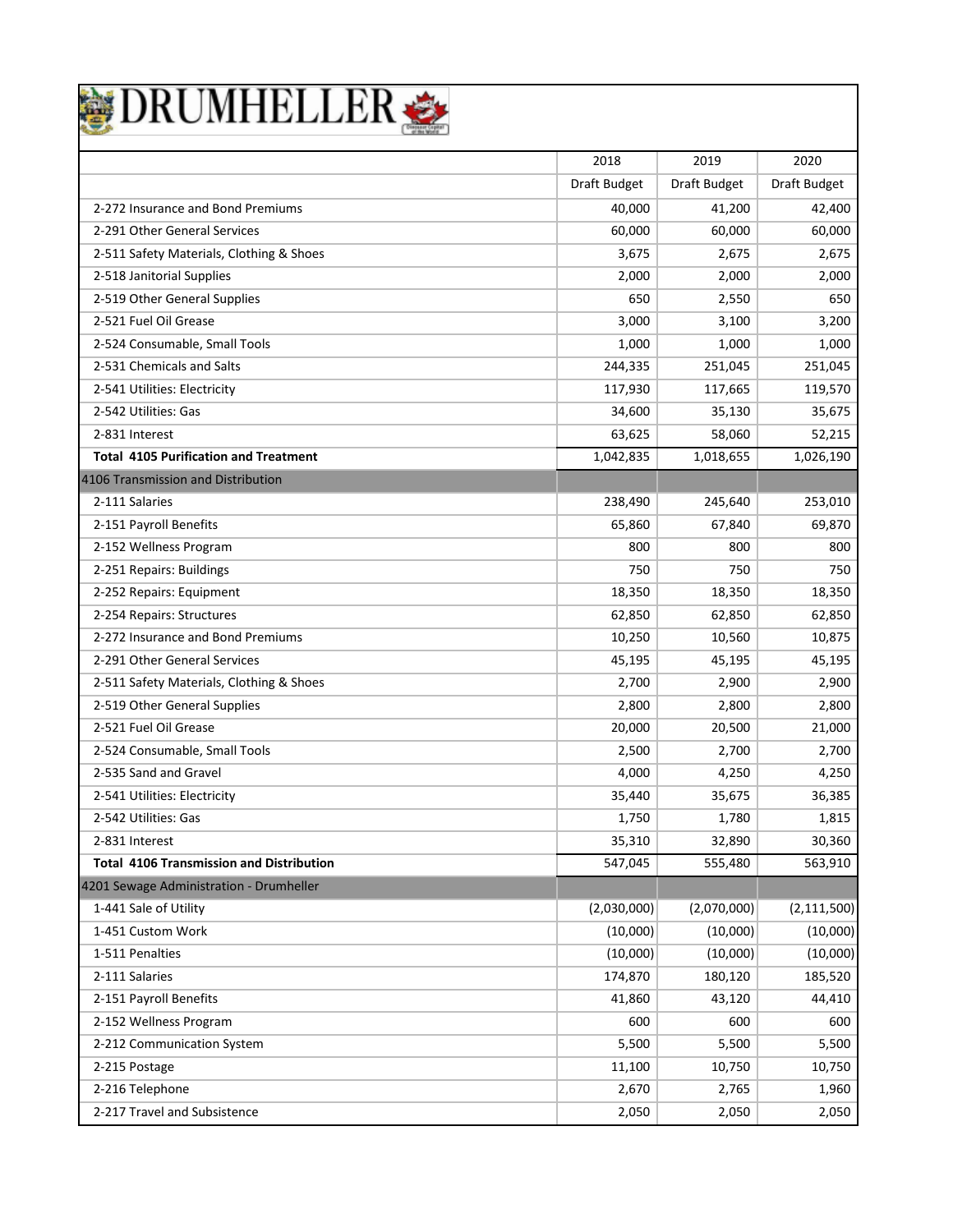# DRUMHELLER

| | 2018 | 2019 | 2020 |
|---|---|---|---|
| | Draft Budget | Draft Budget | Draft Budget |
| 2-272 Insurance and Bond Premiums | 40,000 | 41,200 | 42,400 |
| 2-291 Other General Services | 60,000 | 60,000 | 60,000 |
| 2-511 Safety Materials, Clothing & Shoes | 3,675 | 2,675 | 2,675 |
| 2-518 Janitorial Supplies | 2,000 | 2,000 | 2,000 |
| 2-519 Other General Supplies | 650 | 2,550 | 650 |
| 2-521 Fuel Oil Grease | 3,000 | 3,100 | 3,200 |
| 2-524 Consumable, Small Tools | 1,000 | 1,000 | 1,000 |
| 2-531 Chemicals and Salts | 244,335 | 251,045 | 251,045 |
| 2-541 Utilities: Electricity | 117,930 | 117,665 | 119,570 |
| 2-542 Utilities: Gas | 34,600 | 35,130 | 35,675 |
| 2-831 Interest | 63,625 | 58,060 | 52,215 |
| **Total 4105 Purification and Treatment** | 1,042,835 | 1,018,655 | 1,026,190 |
| 4106 Transmission and Distribution | | | |
| 2-111 Salaries | 238,490 | 245,640 | 253,010 |
| 2-151 Payroll Benefits | 65,860 | 67,840 | 69,870 |
| 2-152 Wellness Program | 800 | 800 | 800 |
| 2-251 Repairs: Buildings | 750 | 750 | 750 |
| 2-252 Repairs: Equipment | 18,350 | 18,350 | 18,350 |
| 2-254 Repairs: Structures | 62,850 | 62,850 | 62,850 |
| 2-272 Insurance and Bond Premiums | 10,250 | 10,560 | 10,875 |
| 2-291 Other General Services | 45,195 | 45,195 | 45,195 |
| 2-511 Safety Materials, Clothing & Shoes | 2,700 | 2,900 | 2,900 |
| 2-519 Other General Supplies | 2,800 | 2,800 | 2,800 |
| 2-521 Fuel Oil Grease | 20,000 | 20,500 | 21,000 |
| 2-524 Consumable, Small Tools | 2,500 | 2,700 | 2,700 |
| 2-535 Sand and Gravel | 4,000 | 4,250 | 4,250 |
| 2-541 Utilities: Electricity | 35,440 | 35,675 | 36,385 |
| 2-542 Utilities: Gas | 1,750 | 1,780 | 1,815 |
| 2-831 Interest | 35,310 | 32,890 | 30,360 |
| **Total 4106 Transmission and Distribution** | 547,045 | 555,480 | 563,910 |
| 4201 Sewage Administration - Drumheller | | | |
| 1-441 Sale of Utility | (2,030,000) | (2,070,000) | (2,111,500) |
| 1-451 Custom Work | (10,000) | (10,000) | (10,000) |
| 1-511 Penalties | (10,000) | (10,000) | (10,000) |
| 2-111 Salaries | 174,870 | 180,120 | 185,520 |
| 2-151 Payroll Benefits | 41,860 | 43,120 | 44,410 |
| 2-152 Wellness Program | 600 | 600 | 600 |
| 2-212 Communication System | 5,500 | 5,500 | 5,500 |
| 2-215 Postage | 11,100 | 10,750 | 10,750 |
| 2-216 Telephone | 2,670 | 2,765 | 1,960 |
| 2-217 Travel and Subsistence | 2,050 | 2,050 | 2,050 |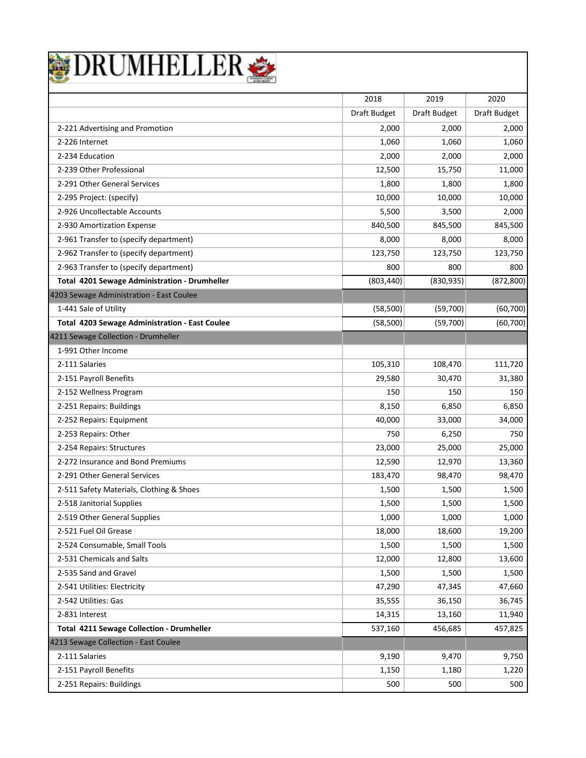# DRUMHELLER

| | 2018 | 2019 | 2020 |
|---|---|---|---|
| | Draft Budget | Draft Budget | Draft Budget |
| 2-221 Advertising and Promotion | 2,000 | 2,000 | 2,000 |
| 2-226 Internet | 1,060 | 1,060 | 1,060 |
| 2-234 Education | 2,000 | 2,000 | 2,000 |
| 2-239 Other Professional | 12,500 | 15,750 | 11,000 |
| 2-291 Other General Services | 1,800 | 1,800 | 1,800 |
| 2-295 Project: (specify) | 10,000 | 10,000 | 10,000 |
| 2-926 Uncollectable Accounts | 5,500 | 3,500 | 2,000 |
| 2-930 Amortization Expense | 840,500 | 845,500 | 845,500 |
| 2-961 Transfer to (specify department) | 8,000 | 8,000 | 8,000 |
| 2-962 Transfer to (specify department) | 123,750 | 123,750 | 123,750 |
| 2-963 Transfer to (specify department) | 800 | 800 | 800 |
| **Total 4201 Sewage Administration - Drumheller** | (803,440) | (830,935) | (872,800) |
| 4203 Sewage Administration - East Coulee | | | |
| 1-441 Sale of Utility | (58,500) | (59,700) | (60,700) |
| **Total 4203 Sewage Administration - East Coulee** | (58,500) | (59,700) | (60,700) |
| 4211 Sewage Collection - Drumheller | | | |
| 1-991 Other Income | | | |
| 2-111 Salaries | 105,310 | 108,470 | 111,720 |
| 2-151 Payroll Benefits | 29,580 | 30,470 | 31,380 |
| 2-152 Wellness Program | 150 | 150 | 150 |
| 2-251 Repairs: Buildings | 8,150 | 6,850 | 6,850 |
| 2-252 Repairs: Equipment | 40,000 | 33,000 | 34,000 |
| 2-253 Repairs: Other | 750 | 6,250 | 750 |
| 2-254 Repairs: Structures | 23,000 | 25,000 | 25,000 |
| 2-272 Insurance and Bond Premiums | 12,590 | 12,970 | 13,360 |
| 2-291 Other General Services | 183,470 | 98,470 | 98,470 |
| 2-511 Safety Materials, Clothing & Shoes | 1,500 | 1,500 | 1,500 |
| 2-518 Janitorial Supplies | 1,500 | 1,500 | 1,500 |
| 2-519 Other General Supplies | 1,000 | 1,000 | 1,000 |
| 2-521 Fuel Oil Grease | 18,000 | 18,600 | 19,200 |
| 2-524 Consumable, Small Tools | 1,500 | 1,500 | 1,500 |
| 2-531 Chemicals and Salts | 12,000 | 12,800 | 13,600 |
| 2-535 Sand and Gravel | 1,500 | 1,500 | 1,500 |
| 2-541 Utilities: Electricity | 47,290 | 47,345 | 47,660 |
| 2-542 Utilities: Gas | 35,555 | 36,150 | 36,745 |
| 2-831 Interest | 14,315 | 13,160 | 11,940 |
| **Total 4211 Sewage Collection - Drumheller** | 537,160 | 456,685 | 457,825 |
| 4213 Sewage Collection - East Coulee | | | |
| 2-111 Salaries | 9,190 | 9,470 | 9,750 |
| 2-151 Payroll Benefits | 1,150 | 1,180 | 1,220 |
| 2-251 Repairs: Buildings | 500 | 500 | 500 |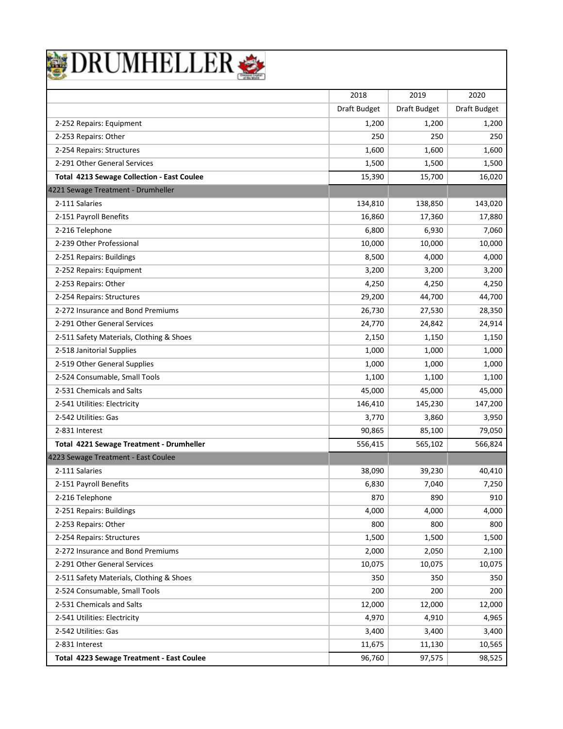# DRUMHELLER

| | 2018 | 2019 | 2020 |
|---|---|---|---|
| | Draft Budget | Draft Budget | Draft Budget |
| 2-252 Repairs: Equipment | 1,200 | 1,200 | 1,200 |
| 2-253 Repairs: Other | 250 | 250 | 250 |
| 2-254 Repairs: Structures | 1,600 | 1,600 | 1,600 |
| 2-291 Other General Services | 1,500 | 1,500 | 1,500 |
| **Total 4213 Sewage Collection - East Coulee** | 15,390 | 15,700 | 16,020 |
| 4221 Sewage Treatment - Drumheller | | | |
| 2-111 Salaries | 134,810 | 138,850 | 143,020 |
| 2-151 Payroll Benefits | 16,860 | 17,360 | 17,880 |
| 2-216 Telephone | 6,800 | 6,930 | 7,060 |
| 2-239 Other Professional | 10,000 | 10,000 | 10,000 |
| 2-251 Repairs: Buildings | 8,500 | 4,000 | 4,000 |
| 2-252 Repairs: Equipment | 3,200 | 3,200 | 3,200 |
| 2-253 Repairs: Other | 4,250 | 4,250 | 4,250 |
| 2-254 Repairs: Structures | 29,200 | 44,700 | 44,700 |
| 2-272 Insurance and Bond Premiums | 26,730 | 27,530 | 28,350 |
| 2-291 Other General Services | 24,770 | 24,842 | 24,914 |
| 2-511 Safety Materials, Clothing & Shoes | 2,150 | 1,150 | 1,150 |
| 2-518 Janitorial Supplies | 1,000 | 1,000 | 1,000 |
| 2-519 Other General Supplies | 1,000 | 1,000 | 1,000 |
| 2-524 Consumable, Small Tools | 1,100 | 1,100 | 1,100 |
| 2-531 Chemicals and Salts | 45,000 | 45,000 | 45,000 |
| 2-541 Utilities: Electricity | 146,410 | 145,230 | 147,200 |
| 2-542 Utilities: Gas | 3,770 | 3,860 | 3,950 |
| 2-831 Interest | 90,865 | 85,100 | 79,050 |
| **Total 4221 Sewage Treatment - Drumheller** | 556,415 | 565,102 | 566,824 |
| 4223 Sewage Treatment - East Coulee | | | |
| 2-111 Salaries | 38,090 | 39,230 | 40,410 |
| 2-151 Payroll Benefits | 6,830 | 7,040 | 7,250 |
| 2-216 Telephone | 870 | 890 | 910 |
| 2-251 Repairs: Buildings | 4,000 | 4,000 | 4,000 |
| 2-253 Repairs: Other | 800 | 800 | 800 |
| 2-254 Repairs: Structures | 1,500 | 1,500 | 1,500 |
| 2-272 Insurance and Bond Premiums | 2,000 | 2,050 | 2,100 |
| 2-291 Other General Services | 10,075 | 10,075 | 10,075 |
| 2-511 Safety Materials, Clothing & Shoes | 350 | 350 | 350 |
| 2-524 Consumable, Small Tools | 200 | 200 | 200 |
| 2-531 Chemicals and Salts | 12,000 | 12,000 | 12,000 |
| 2-541 Utilities: Electricity | 4,970 | 4,910 | 4,965 |
| 2-542 Utilities: Gas | 3,400 | 3,400 | 3,400 |
| 2-831 Interest | 11,675 | 11,130 | 10,565 |
| **Total 4223 Sewage Treatment - East Coulee** | 96,760 | 97,575 | 98,525 |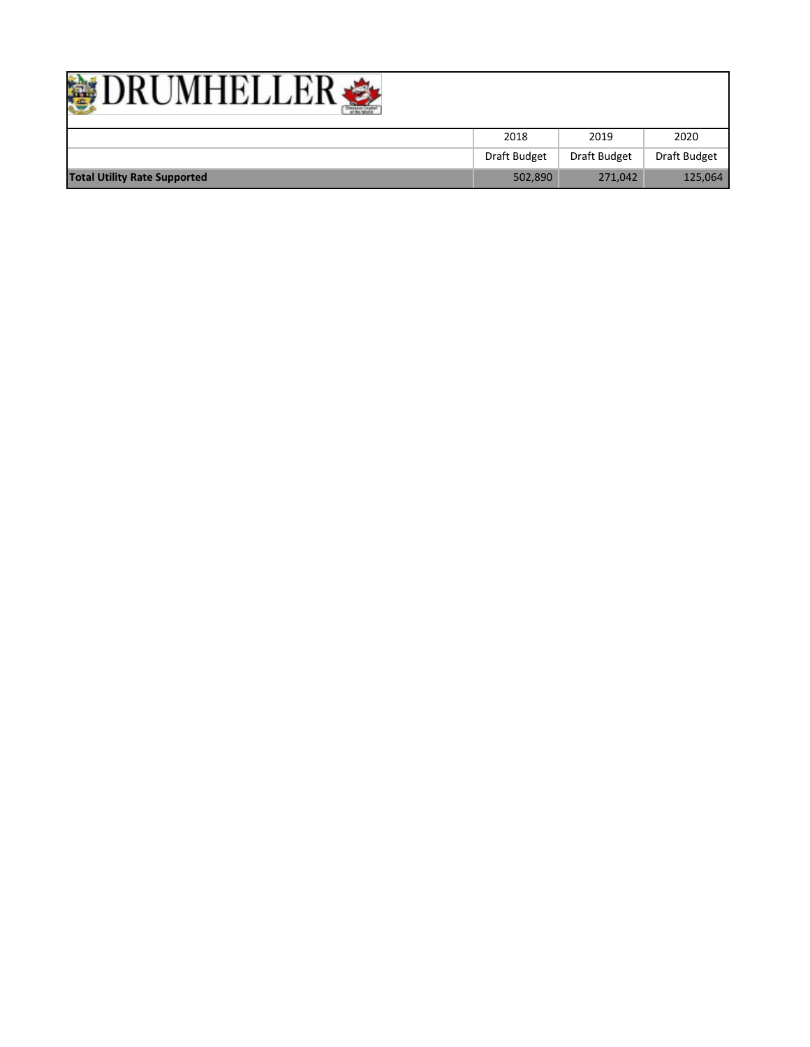DRUMHELLER

| | 2018 | 2019 | 2020 |
|---|---|---|---|
| | Draft Budget | Draft Budget | Draft Budget |
| **Total Utility Rate Supported** | 502,890 | 271,042 | 125,064 |